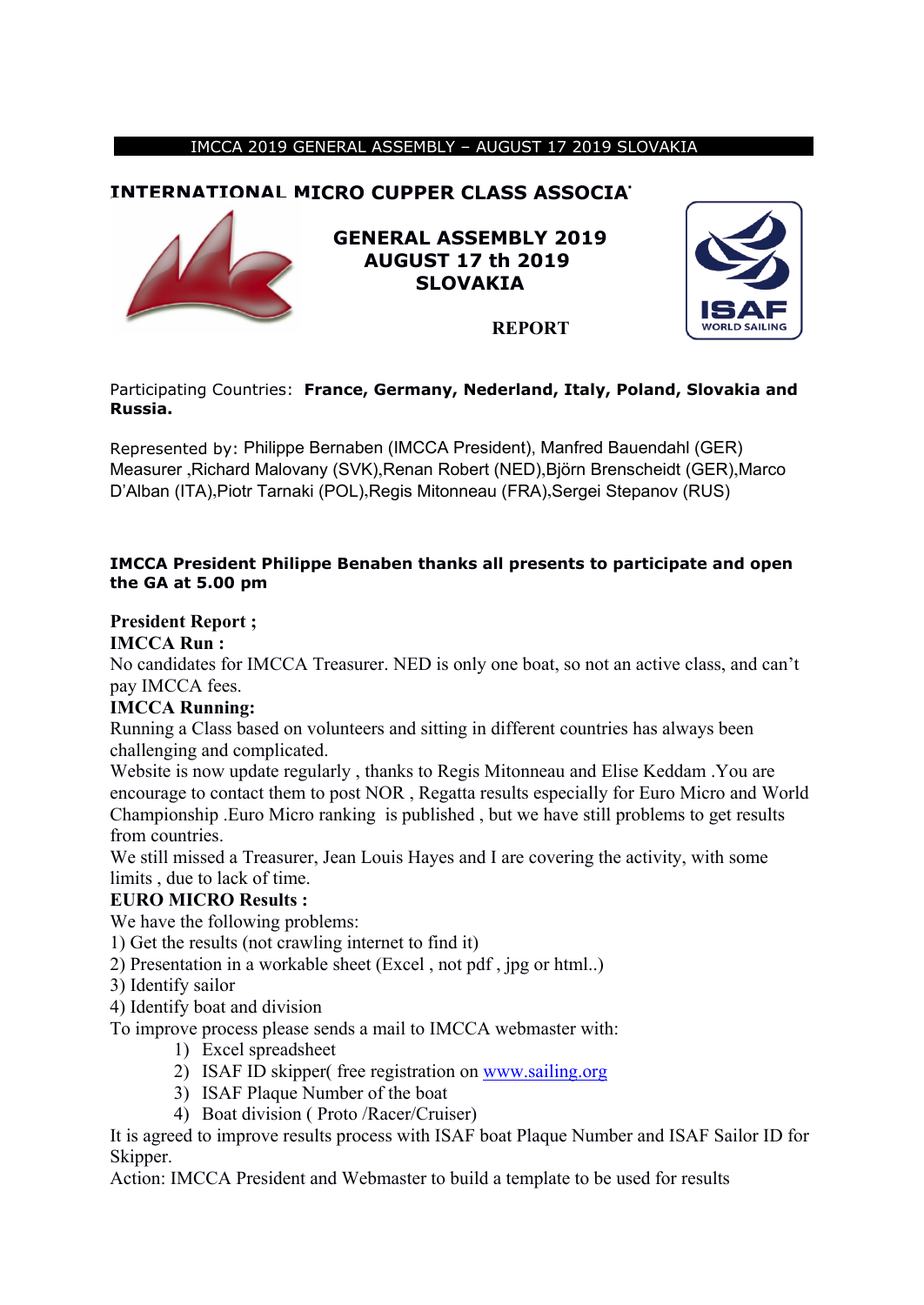IMCCA 2019 GENERAL ASSEMBLY – AUGUST 17 2019 SLOVAKIA

# INTERNATIONAL MICRO CUPPER CLASS ASSOCIA

## GENERAL ASSEMBLY 2019
## AUGUST 17 th 2019
## SLOVAKIA

**REPORT**

Participating Countries: **France, Germany, Nederland, Italy, Poland, Slovakia and Russia.**

Represented by: Philippe Bernaben (IMCCA President), Manfred Bauendahl (GER) Measurer ,Richard Malovany (SVK),Renan Robert (NED),Björn Brenscheidt (GER),Marco D'Alban (ITA),Piotr Tarnaki (POL),Regis Mitonneau (FRA),Sergei Stepanov (RUS)

**IMCCA President Philippe Benaben thanks all presents to participate and open the GA at 5.00 pm**

**President Report ;**

**IMCCA Run :**

No candidates for IMCCA Treasurer. NED is only one boat, so not an active class, and can't pay IMCCA fees.

**IMCCA Running:**

Running a Class based on volunteers and sitting in different countries has always been challenging and complicated.

Website is now update regularly , thanks to Regis Mitonneau and Elise Keddam .You are encourage to contact them to post NOR , Regatta results especially for Euro Micro and World Championship .Euro Micro ranking is published , but we have still problems to get results from countries.

We still missed a Treasurer, Jean Louis Hayes and I are covering the activity, with some limits , due to lack of time.

**EURO MICRO Results :**

We have the following problems:

1) Get the results (not crawling internet to find it)
2) Presentation in a workable sheet (Excel , not pdf , jpg or html..)
3) Identify sailor
4) Identify boat and division

To improve process please sends a mail to IMCCA webmaster with:

1) Excel spreadsheet
2) ISAF ID skipper( free registration on www.sailing.org
3) ISAF Plaque Number of the boat
4) Boat division ( Proto /Racer/Cruiser)

It is agreed to improve results process with ISAF boat Plaque Number and ISAF Sailor ID for Skipper.

Action: IMCCA President and Webmaster to build a template to be used for results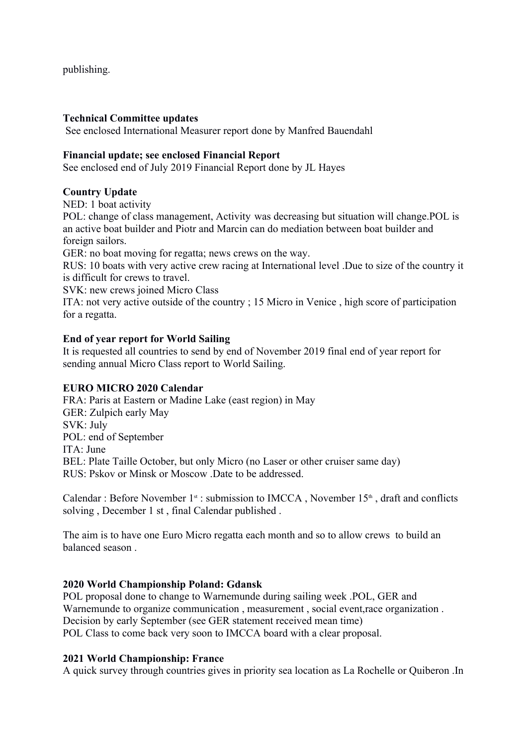publishing.

**Technical Committee updates**
See enclosed International Measurer report done by Manfred Bauendahl

**Financial update; see enclosed Financial Report**
See enclosed end of July 2019 Financial Report done by JL Hayes

**Country Update**
NED: 1 boat activity
POL: change of class management, Activity was decreasing but situation will change.POL is an active boat builder and Piotr and Marcin can do mediation between boat builder and foreign sailors.
GER: no boat moving for regatta; news crews on the way.
RUS: 10 boats with very active crew racing at International level .Due to size of the country it is difficult for crews to travel.
SVK: new crews joined Micro Class
ITA: not very active outside of the country ; 15 Micro in Venice , high score of participation for a regatta.

**End of year report for World Sailing**
It is requested all countries to send by end of November 2019 final end of year report for sending annual Micro Class report to World Sailing.

**EURO MICRO 2020 Calendar**
FRA: Paris at Eastern or Madine Lake (east region) in May
GER: Zulpich early May
SVK: July
POL: end of September
ITA: June
BEL: Plate Taille October, but only Micro (no Laser or other cruiser same day)
RUS: Pskov or Minsk or Moscow .Date to be addressed.

Calendar : Before November 1st : submission to IMCCA , November 15th , draft and conflicts solving , December 1 st , final Calendar published .

The aim is to have one Euro Micro regatta each month and so to allow crews to build an balanced season .

**2020 World Championship Poland: Gdansk**
POL proposal done to change to Warnemunde during sailing week .POL, GER and Warnemunde to organize communication , measurement , social event,race organization . Decision by early September (see GER statement received mean time)
POL Class to come back very soon to IMCCA board with a clear proposal.

**2021 World Championship: France**
A quick survey through countries gives in priority sea location as La Rochelle or Quiberon .In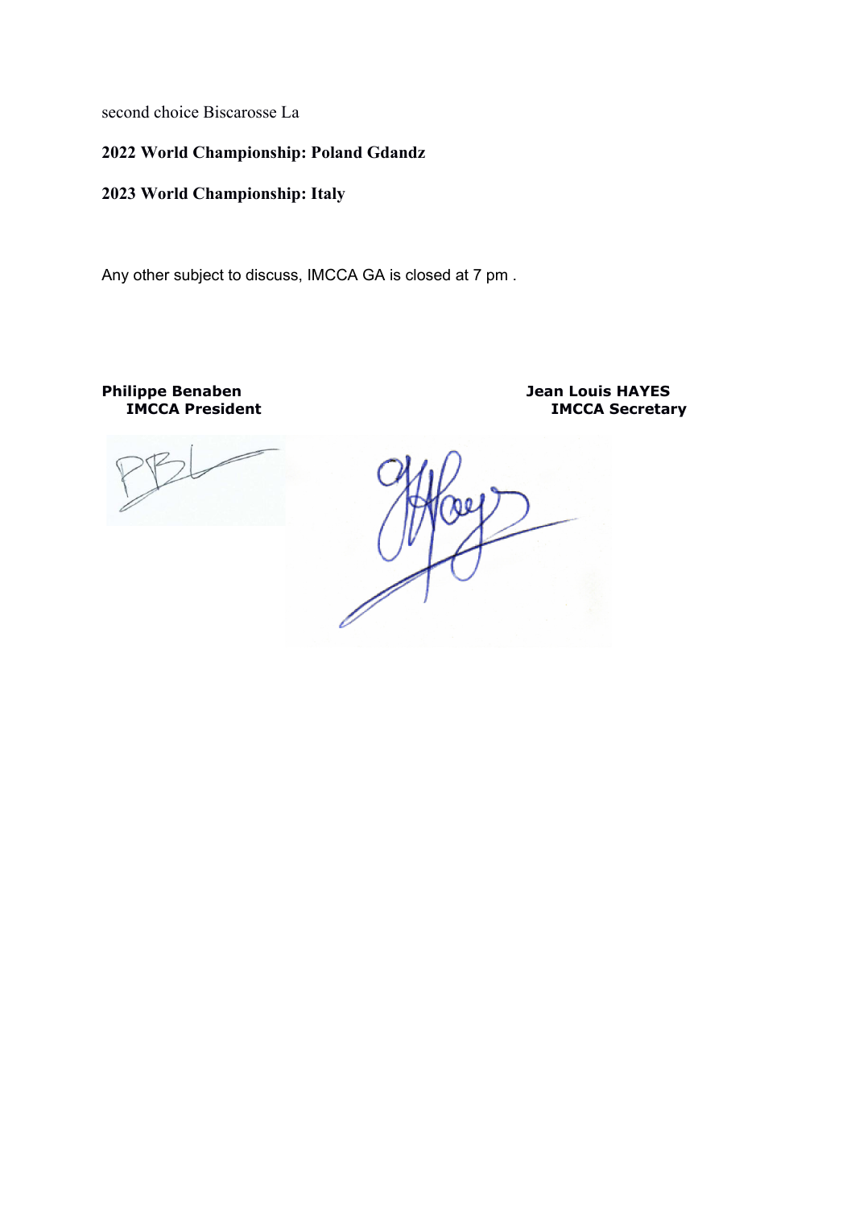second choice Biscarosse La

**2022 World Championship: Poland Gdandz**

**2023 World Championship: Italy**

Any other subject to discuss, IMCCA GA is closed at 7 pm .

**Philippe Benaben**
**IMCCA President**

**Jean Louis HAYES**
**IMCCA Secretary**